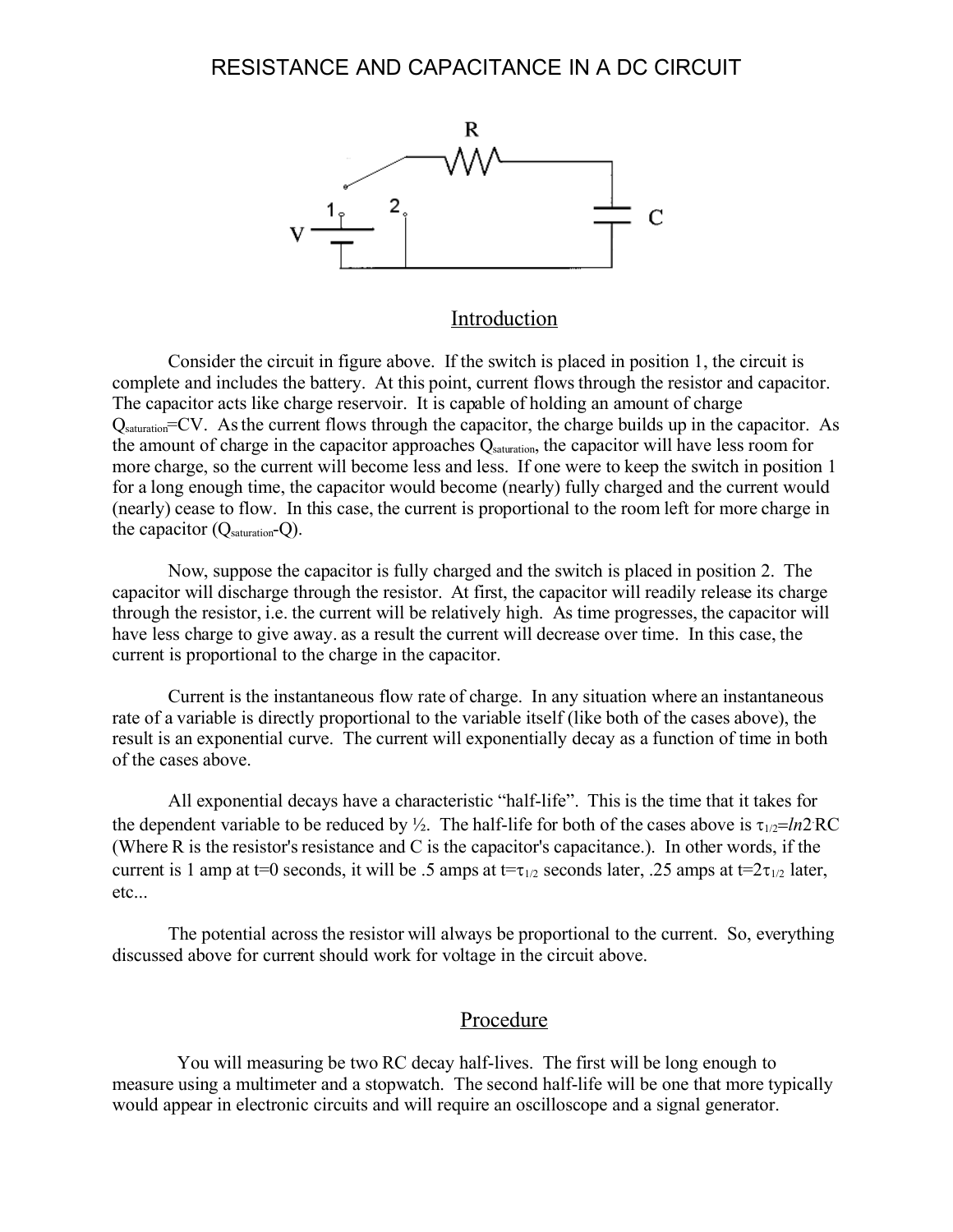# RESISTANCE AND CAPACITANCE IN A DC CIRCUIT

## Introduction

Consider the circuit in figure above. If the switch is placed in position 1, the circuit is complete and includes the battery. At this point, current flows through the resistor and capacitor. The capacitor acts like charge reservoir. It is capable of holding an amount of charge $Q_{saturation}$=CV. As the current flows through the capacitor, the charge builds up in the capacitor. As the amount of charge in the capacitor approaches $Q_{saturation}$, the capacitor will have less room for more charge, so the current will become less and less. If one were to keep the switch in position 1 for a long enough time, the capacitor would become (nearly) fully charged and the current would (nearly) cease to flow. In this case, the current is proportional to the room left for more charge in the capacitor ($Q_{saturation}$-Q).

Now, suppose the capacitor is fully charged and the switch is placed in position 2. The capacitor will discharge through the resistor. At first, the capacitor will readily release its charge through the resistor, i.e. the current will be relatively high. As time progresses, the capacitor will have less charge to give away. as a result the current will decrease over time. In this case, the current is proportional to the charge in the capacitor.

Current is the instantaneous flow rate of charge. In any situation where an instantaneous rate of a variable is directly proportional to the variable itself (like both of the cases above), the result is an exponential curve. The current will exponentially decay as a function of time in both of the cases above.

All exponential decays have a characteristic "half-life". This is the time that it takes for the dependent variable to be reduced by ½. The half-life for both of the cases above is $\tau_{1/2}=ln2 \cdot RC$ (Where R is the resistor's resistance and C is the capacitor's capacitance.). In other words, if the current is 1 amp at t=0 seconds, it will be .5 amps at $t=\tau_{1/2}$ seconds later, .25 amps at $t=2\tau_{1/2}$ later, etc...

The potential across the resistor will always be proportional to the current. So, everything discussed above for current should work for voltage in the circuit above.

## Procedure

You will measuring be two RC decay half-lives. The first will be long enough to measure using a multimeter and a stopwatch. The second half-life will be one that more typically would appear in electronic circuits and will require an oscilloscope and a signal generator.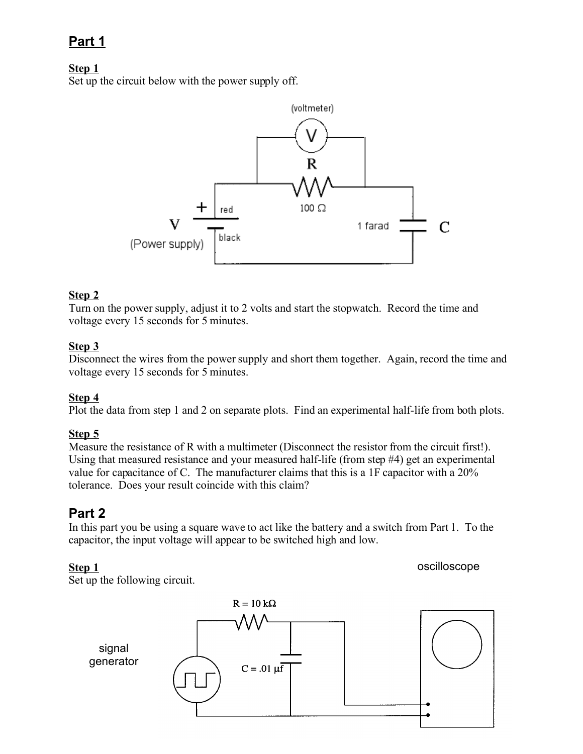## Part 1

**Step 1**
Set up the circuit below with the power supply off.

**Step 2**
Turn on the power supply, adjust it to 2 volts and start the stopwatch. Record the time and voltage every 15 seconds for 5 minutes.

**Step 3**
Disconnect the wires from the power supply and short them together. Again, record the time and voltage every 15 seconds for 5 minutes.

**Step 4**
Plot the data from step 1 and 2 on separate plots. Find an experimental half-life from both plots.

**Step 5**
Measure the resistance of R with a multimeter (Disconnect the resistor from the circuit first!). Using that measured resistance and your measured half-life (from step #4) get an experimental value for capacitance of C. The manufacturer claims that this is a 1F capacitor with a 20% tolerance. Does your result coincide with this claim?

## Part 2

In this part you be using a square wave to act like the battery and a switch from Part 1. To the capacitor, the input voltage will appear to be switched high and low.

**Step 1**
Set up the following circuit.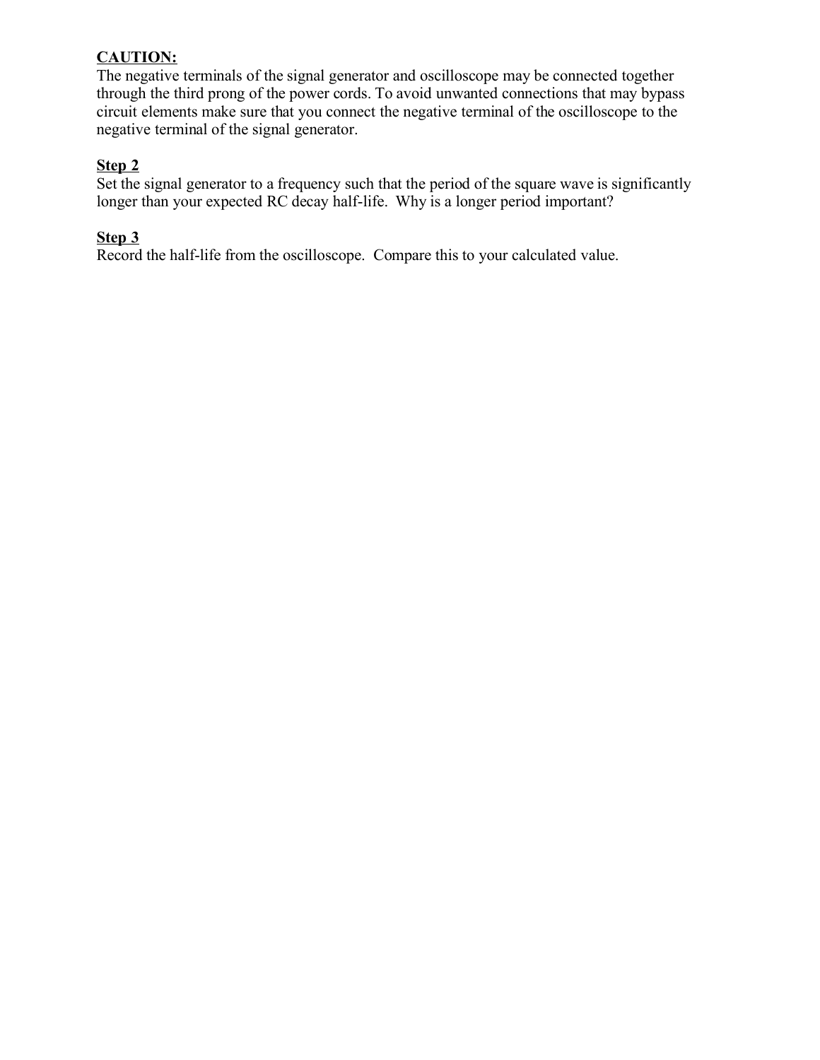**CAUTION:**

The negative terminals of the signal generator and oscilloscope may be connected together through the third prong of the power cords. To avoid unwanted connections that may bypass circuit elements make sure that you connect the negative terminal of the oscilloscope to the negative terminal of the signal generator.

**Step 2**

Set the signal generator to a frequency such that the period of the square wave is significantly longer than your expected RC decay half-life. Why is a longer period important?

**Step 3**

Record the half-life from the oscilloscope. Compare this to your calculated value.